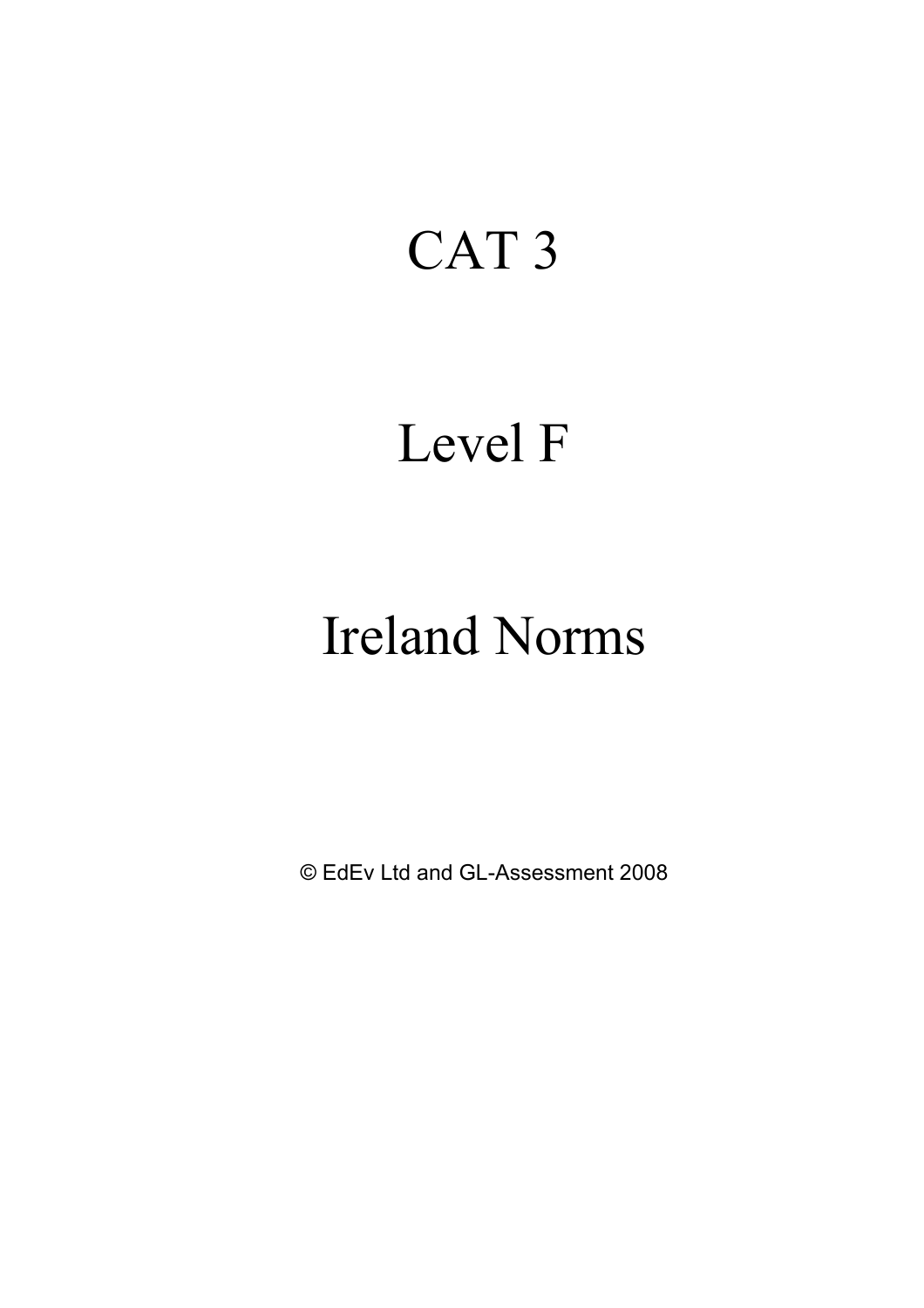# CAT 3

# Level F

# Ireland Norms

© EdEv Ltd and GL-Assessment 2008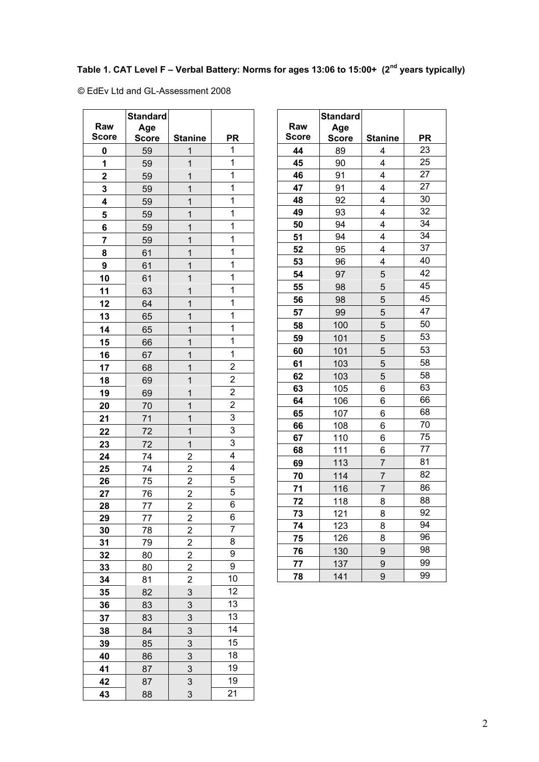**Table 1. CAT Level F – Verbal Battery: Norms for ages 13:06 to 15:00+ (2nd years typically)**

© EdEv Ltd and GL-Assessment 2008

| Raw Score | Standard Age Score | Stanine | PR |
|---|---|---|---|
| **0** | 59 | 1 | 1 |
| **1** | 59 | 1 | 1 |
| **2** | 59 | 1 | 1 |
| **3** | 59 | 1 | 1 |
| **4** | 59 | 1 | 1 |
| **5** | 59 | 1 | 1 |
| **6** | 59 | 1 | 1 |
| **7** | 59 | 1 | 1 |
| **8** | 61 | 1 | 1 |
| **9** | 61 | 1 | 1 |
| **10** | 61 | 1 | 1 |
| **11** | 63 | 1 | 1 |
| **12** | 64 | 1 | 1 |
| **13** | 65 | 1 | 1 |
| **14** | 65 | 1 | 1 |
| **15** | 66 | 1 | 1 |
| **16** | 67 | 1 | 1 |
| **17** | 68 | 1 | 2 |
| **18** | 69 | 1 | 2 |
| **19** | 69 | 1 | 2 |
| **20** | 70 | 1 | 2 |
| **21** | 71 | 1 | 3 |
| **22** | 72 | 1 | 3 |
| **23** | 72 | 1 | 3 |
| **24** | 74 | 2 | 4 |
| **25** | 74 | 2 | 4 |
| **26** | 75 | 2 | 5 |
| **27** | 76 | 2 | 5 |
| **28** | 77 | 2 | 6 |
| **29** | 77 | 2 | 6 |
| **30** | 78 | 2 | 7 |
| **31** | 79 | 2 | 8 |
| **32** | 80 | 2 | 9 |
| **33** | 80 | 2 | 9 |
| **34** | 81 | 2 | 10 |
| **35** | 82 | 3 | 12 |
| **36** | 83 | 3 | 13 |
| **37** | 83 | 3 | 13 |
| **38** | 84 | 3 | 14 |
| **39** | 85 | 3 | 15 |
| **40** | 86 | 3 | 18 |
| **41** | 87 | 3 | 19 |
| **42** | 87 | 3 | 19 |
| **43** | 88 | 3 | 21 |
| **44** | 89 | 4 | 23 |
| **45** | 90 | 4 | 25 |
| **46** | 91 | 4 | 27 |
| **47** | 91 | 4 | 27 |
| **48** | 92 | 4 | 30 |
| **49** | 93 | 4 | 32 |
| **50** | 94 | 4 | 34 |
| **51** | 94 | 4 | 34 |
| **52** | 95 | 4 | 37 |
| **53** | 96 | 4 | 40 |
| **54** | 97 | 5 | 42 |
| **55** | 98 | 5 | 45 |
| **56** | 98 | 5 | 45 |
| **57** | 99 | 5 | 47 |
| **58** | 100 | 5 | 50 |
| **59** | 101 | 5 | 53 |
| **60** | 101 | 5 | 53 |
| **61** | 103 | 5 | 58 |
| **62** | 103 | 5 | 58 |
| **63** | 105 | 6 | 63 |
| **64** | 106 | 6 | 66 |
| **65** | 107 | 6 | 68 |
| **66** | 108 | 6 | 70 |
| **67** | 110 | 6 | 75 |
| **68** | 111 | 6 | 77 |
| **69** | 113 | 7 | 81 |
| **70** | 114 | 7 | 82 |
| **71** | 116 | 7 | 86 |
| **72** | 118 | 8 | 88 |
| **73** | 121 | 8 | 92 |
| **74** | 123 | 8 | 94 |
| **75** | 126 | 8 | 96 |
| **76** | 130 | 9 | 98 |
| **77** | 137 | 9 | 99 |
| **78** | 141 | 9 | 99 |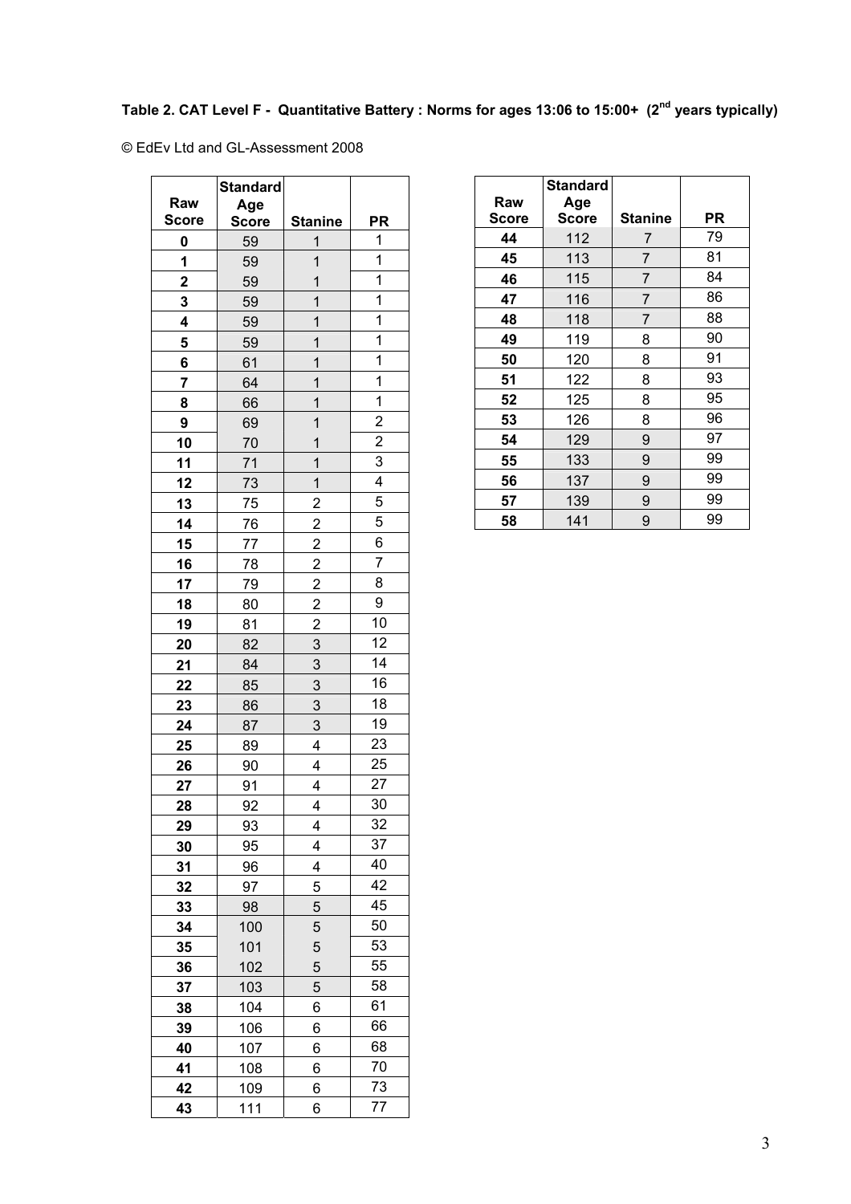**Table 2. CAT Level F - Quantitative Battery : Norms for ages 13:06 to 15:00+ (2nd years typically)**

© EdEv Ltd and GL-Assessment 2008

| Raw Score | Standard Age Score | Stanine | PR |
|---|---|---|---|
| **0** | 59 | 1 | 1 |
| **1** | 59 | 1 | 1 |
| **2** | 59 | 1 | 1 |
| **3** | 59 | 1 | 1 |
| **4** | 59 | 1 | 1 |
| **5** | 59 | 1 | 1 |
| **6** | 61 | 1 | 1 |
| **7** | 64 | 1 | 1 |
| **8** | 66 | 1 | 1 |
| **9** | 69 | 1 | 2 |
| **10** | 70 | 1 | 2 |
| **11** | 71 | 1 | 3 |
| **12** | 73 | 1 | 4 |
| **13** | 75 | 2 | 5 |
| **14** | 76 | 2 | 5 |
| **15** | 77 | 2 | 6 |
| **16** | 78 | 2 | 7 |
| **17** | 79 | 2 | 8 |
| **18** | 80 | 2 | 9 |
| **19** | 81 | 2 | 10 |
| **20** | 82 | 3 | 12 |
| **21** | 84 | 3 | 14 |
| **22** | 85 | 3 | 16 |
| **23** | 86 | 3 | 18 |
| **24** | 87 | 3 | 19 |
| **25** | 89 | 4 | 23 |
| **26** | 90 | 4 | 25 |
| **27** | 91 | 4 | 27 |
| **28** | 92 | 4 | 30 |
| **29** | 93 | 4 | 32 |
| **30** | 95 | 4 | 37 |
| **31** | 96 | 4 | 40 |
| **32** | 97 | 5 | 42 |
| **33** | 98 | 5 | 45 |
| **34** | 100 | 5 | 50 |
| **35** | 101 | 5 | 53 |
| **36** | 102 | 5 | 55 |
| **37** | 103 | 5 | 58 |
| **38** | 104 | 6 | 61 |
| **39** | 106 | 6 | 66 |
| **40** | 107 | 6 | 68 |
| **41** | 108 | 6 | 70 |
| **42** | 109 | 6 | 73 |
| **43** | 111 | 6 | 77 |
| **44** | 112 | 7 | 79 |
| **45** | 113 | 7 | 81 |
| **46** | 115 | 7 | 84 |
| **47** | 116 | 7 | 86 |
| **48** | 118 | 7 | 88 |
| **49** | 119 | 8 | 90 |
| **50** | 120 | 8 | 91 |
| **51** | 122 | 8 | 93 |
| **52** | 125 | 8 | 95 |
| **53** | 126 | 8 | 96 |
| **54** | 129 | 9 | 97 |
| **55** | 133 | 9 | 99 |
| **56** | 137 | 9 | 99 |
| **57** | 139 | 9 | 99 |
| **58** | 141 | 9 | 99 |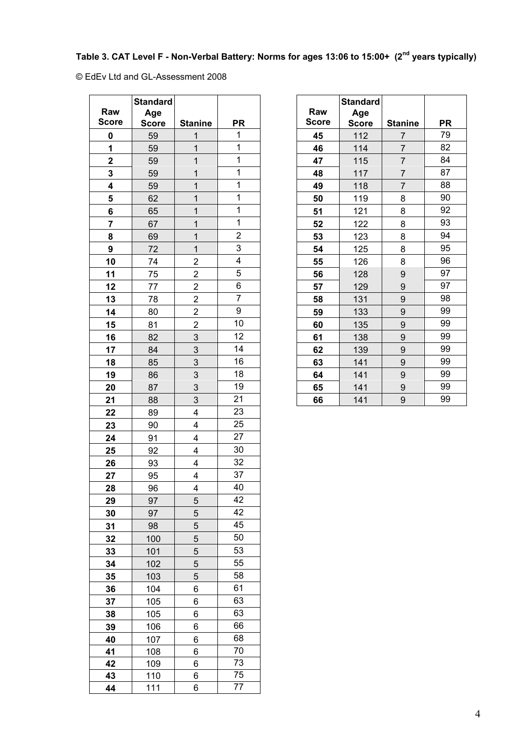**Table 3. CAT Level F - Non-Verbal Battery: Norms for ages 13:06 to 15:00+ (2nd years typically)**

© EdEv Ltd and GL-Assessment 2008

| Raw Score | Standard Age Score | Stanine | PR |
|---|---|---|---|
| 0 | 59 | 1 | 1 |
| 1 | 59 | 1 | 1 |
| 2 | 59 | 1 | 1 |
| 3 | 59 | 1 | 1 |
| 4 | 59 | 1 | 1 |
| 5 | 62 | 1 | 1 |
| 6 | 65 | 1 | 1 |
| 7 | 67 | 1 | 1 |
| 8 | 69 | 1 | 2 |
| 9 | 72 | 1 | 3 |
| 10 | 74 | 2 | 4 |
| 11 | 75 | 2 | 5 |
| 12 | 77 | 2 | 6 |
| 13 | 78 | 2 | 7 |
| 14 | 80 | 2 | 9 |
| 15 | 81 | 2 | 10 |
| 16 | 82 | 3 | 12 |
| 17 | 84 | 3 | 14 |
| 18 | 85 | 3 | 16 |
| 19 | 86 | 3 | 18 |
| 20 | 87 | 3 | 19 |
| 21 | 88 | 3 | 21 |
| 22 | 89 | 4 | 23 |
| 23 | 90 | 4 | 25 |
| 24 | 91 | 4 | 27 |
| 25 | 92 | 4 | 30 |
| 26 | 93 | 4 | 32 |
| 27 | 95 | 4 | 37 |
| 28 | 96 | 4 | 40 |
| 29 | 97 | 5 | 42 |
| 30 | 97 | 5 | 42 |
| 31 | 98 | 5 | 45 |
| 32 | 100 | 5 | 50 |
| 33 | 101 | 5 | 53 |
| 34 | 102 | 5 | 55 |
| 35 | 103 | 5 | 58 |
| 36 | 104 | 6 | 61 |
| 37 | 105 | 6 | 63 |
| 38 | 105 | 6 | 63 |
| 39 | 106 | 6 | 66 |
| 40 | 107 | 6 | 68 |
| 41 | 108 | 6 | 70 |
| 42 | 109 | 6 | 73 |
| 43 | 110 | 6 | 75 |
| 44 | 111 | 6 | 77 |
| 45 | 112 | 7 | 79 |
| 46 | 114 | 7 | 82 |
| 47 | 115 | 7 | 84 |
| 48 | 117 | 7 | 87 |
| 49 | 118 | 7 | 88 |
| 50 | 119 | 8 | 90 |
| 51 | 121 | 8 | 92 |
| 52 | 122 | 8 | 93 |
| 53 | 123 | 8 | 94 |
| 54 | 125 | 8 | 95 |
| 55 | 126 | 8 | 96 |
| 56 | 128 | 9 | 97 |
| 57 | 129 | 9 | 97 |
| 58 | 131 | 9 | 98 |
| 59 | 133 | 9 | 99 |
| 60 | 135 | 9 | 99 |
| 61 | 138 | 9 | 99 |
| 62 | 139 | 9 | 99 |
| 63 | 141 | 9 | 99 |
| 64 | 141 | 9 | 99 |
| 65 | 141 | 9 | 99 |
| 66 | 141 | 9 | 99 |